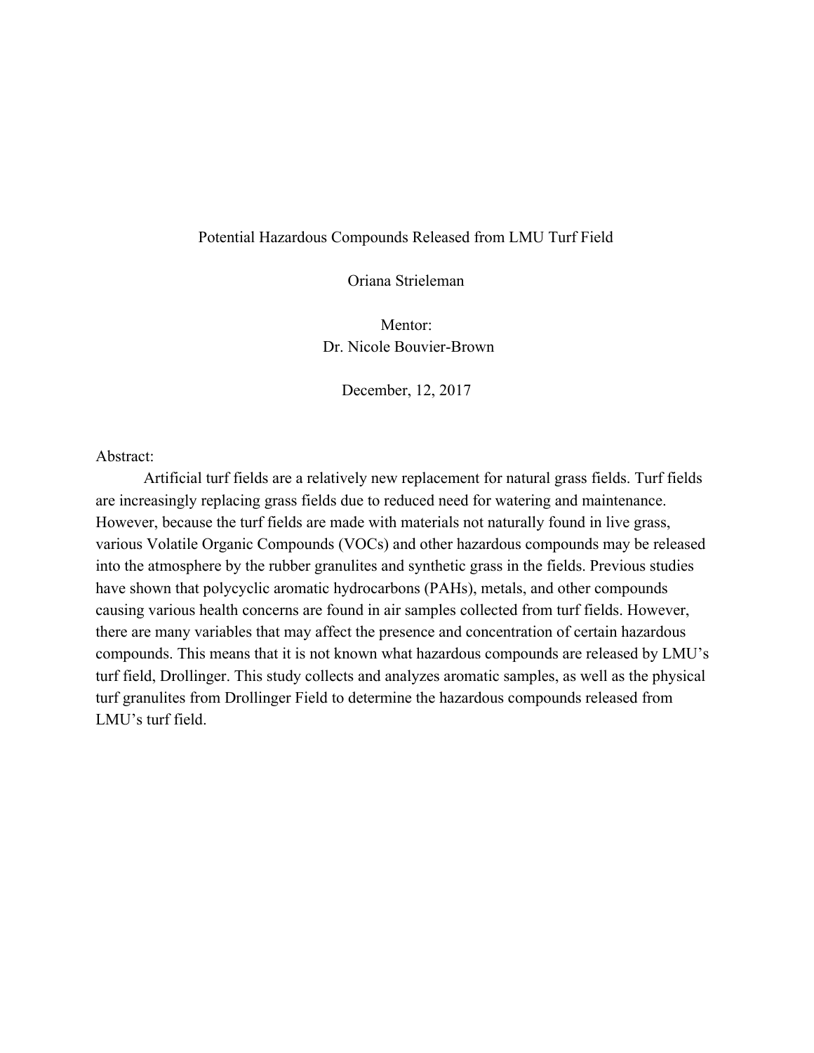# Potential Hazardous Compounds Released from LMU Turf Field

Oriana Strieleman

Mentor:
Dr. Nicole Bouvier-Brown

December, 12, 2017

## Abstract:

Artificial turf fields are a relatively new replacement for natural grass fields. Turf fields are increasingly replacing grass fields due to reduced need for watering and maintenance. However, because the turf fields are made with materials not naturally found in live grass, various Volatile Organic Compounds (VOCs) and other hazardous compounds may be released into the atmosphere by the rubber granulites and synthetic grass in the fields. Previous studies have shown that polycyclic aromatic hydrocarbons (PAHs), metals, and other compounds causing various health concerns are found in air samples collected from turf fields. However, there are many variables that may affect the presence and concentration of certain hazardous compounds. This means that it is not known what hazardous compounds are released by LMU's turf field, Drollinger. This study collects and analyzes aromatic samples, as well as the physical turf granulites from Drollinger Field to determine the hazardous compounds released from LMU's turf field.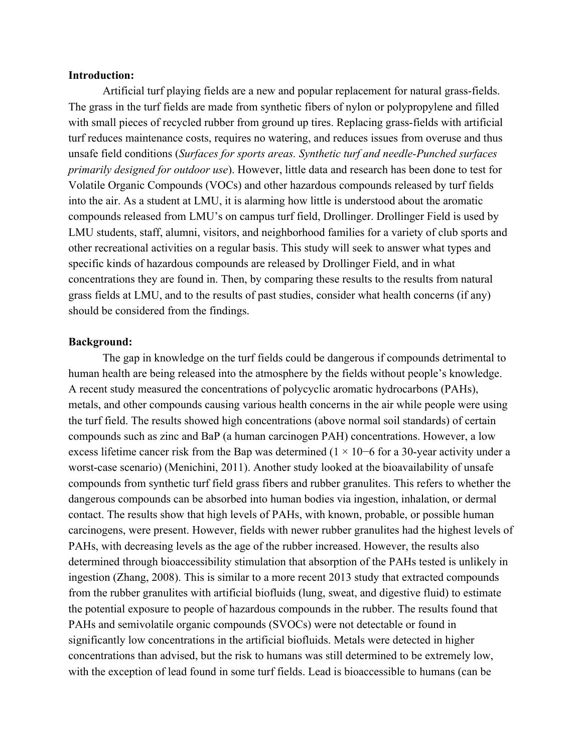**Introduction:**

Artificial turf playing fields are a new and popular replacement for natural grass-fields. The grass in the turf fields are made from synthetic fibers of nylon or polypropylene and filled with small pieces of recycled rubber from ground up tires. Replacing grass-fields with artificial turf reduces maintenance costs, requires no watering, and reduces issues from overuse and thus unsafe field conditions (*Surfaces for sports areas. Synthetic turf and needle-Punched surfaces primarily designed for outdoor use*). However, little data and research has been done to test for Volatile Organic Compounds (VOCs) and other hazardous compounds released by turf fields into the air. As a student at LMU, it is alarming how little is understood about the aromatic compounds released from LMU's on campus turf field, Drollinger. Drollinger Field is used by LMU students, staff, alumni, visitors, and neighborhood families for a variety of club sports and other recreational activities on a regular basis. This study will seek to answer what types and specific kinds of hazardous compounds are released by Drollinger Field, and in what concentrations they are found in. Then, by comparing these results to the results from natural grass fields at LMU, and to the results of past studies, consider what health concerns (if any) should be considered from the findings.

**Background:**

The gap in knowledge on the turf fields could be dangerous if compounds detrimental to human health are being released into the atmosphere by the fields without people's knowledge. A recent study measured the concentrations of polycyclic aromatic hydrocarbons (PAHs), metals, and other compounds causing various health concerns in the air while people were using the turf field. The results showed high concentrations (above normal soil standards) of certain compounds such as zinc and BaP (a human carcinogen PAH) concentrations. However, a low excess lifetime cancer risk from the Bap was determined ($1 \times 10^{-6}$ for a 30-year activity under a worst-case scenario) (Menichini, 2011). Another study looked at the bioavailability of unsafe compounds from synthetic turf field grass fibers and rubber granulites. This refers to whether the dangerous compounds can be absorbed into human bodies via ingestion, inhalation, or dermal contact. The results show that high levels of PAHs, with known, probable, or possible human carcinogens, were present. However, fields with newer rubber granulites had the highest levels of PAHs, with decreasing levels as the age of the rubber increased. However, the results also determined through bioaccessibility stimulation that absorption of the PAHs tested is unlikely in ingestion (Zhang, 2008). This is similar to a more recent 2013 study that extracted compounds from the rubber granulites with artificial biofluids (lung, sweat, and digestive fluid) to estimate the potential exposure to people of hazardous compounds in the rubber. The results found that PAHs and semivolatile organic compounds (SVOCs) were not detectable or found in significantly low concentrations in the artificial biofluids. Metals were detected in higher concentrations than advised, but the risk to humans was still determined to be extremely low, with the exception of lead found in some turf fields. Lead is bioaccessible to humans (can be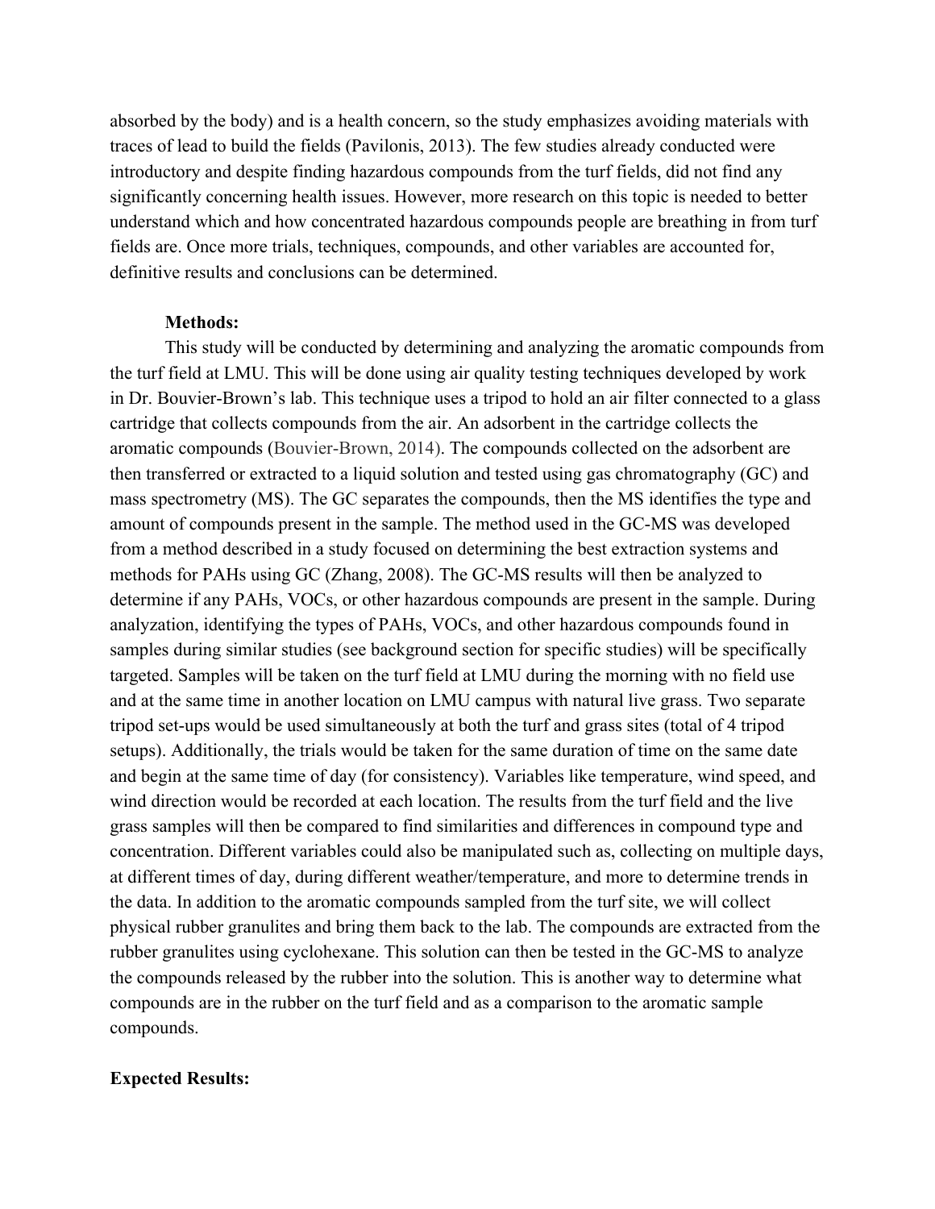absorbed by the body) and is a health concern, so the study emphasizes avoiding materials with traces of lead to build the fields (Pavilonis, 2013). The few studies already conducted were introductory and despite finding hazardous compounds from the turf fields, did not find any significantly concerning health issues. However, more research on this topic is needed to better understand which and how concentrated hazardous compounds people are breathing in from turf fields are. Once more trials, techniques, compounds, and other variables are accounted for, definitive results and conclusions can be determined.

**Methods:**

This study will be conducted by determining and analyzing the aromatic compounds from the turf field at LMU. This will be done using air quality testing techniques developed by work in Dr. Bouvier-Brown's lab. This technique uses a tripod to hold an air filter connected to a glass cartridge that collects compounds from the air. An adsorbent in the cartridge collects the aromatic compounds (Bouvier-Brown, 2014). The compounds collected on the adsorbent are then transferred or extracted to a liquid solution and tested using gas chromatography (GC) and mass spectrometry (MS). The GC separates the compounds, then the MS identifies the type and amount of compounds present in the sample. The method used in the GC-MS was developed from a method described in a study focused on determining the best extraction systems and methods for PAHs using GC (Zhang, 2008). The GC-MS results will then be analyzed to determine if any PAHs, VOCs, or other hazardous compounds are present in the sample. During analyzation, identifying the types of PAHs, VOCs, and other hazardous compounds found in samples during similar studies (see background section for specific studies) will be specifically targeted. Samples will be taken on the turf field at LMU during the morning with no field use and at the same time in another location on LMU campus with natural live grass. Two separate tripod set-ups would be used simultaneously at both the turf and grass sites (total of 4 tripod setups). Additionally, the trials would be taken for the same duration of time on the same date and begin at the same time of day (for consistency). Variables like temperature, wind speed, and wind direction would be recorded at each location. The results from the turf field and the live grass samples will then be compared to find similarities and differences in compound type and concentration. Different variables could also be manipulated such as, collecting on multiple days, at different times of day, during different weather/temperature, and more to determine trends in the data. In addition to the aromatic compounds sampled from the turf site, we will collect physical rubber granulites and bring them back to the lab. The compounds are extracted from the rubber granulites using cyclohexane. This solution can then be tested in the GC-MS to analyze the compounds released by the rubber into the solution. This is another way to determine what compounds are in the rubber on the turf field and as a comparison to the aromatic sample compounds.

**Expected Results:**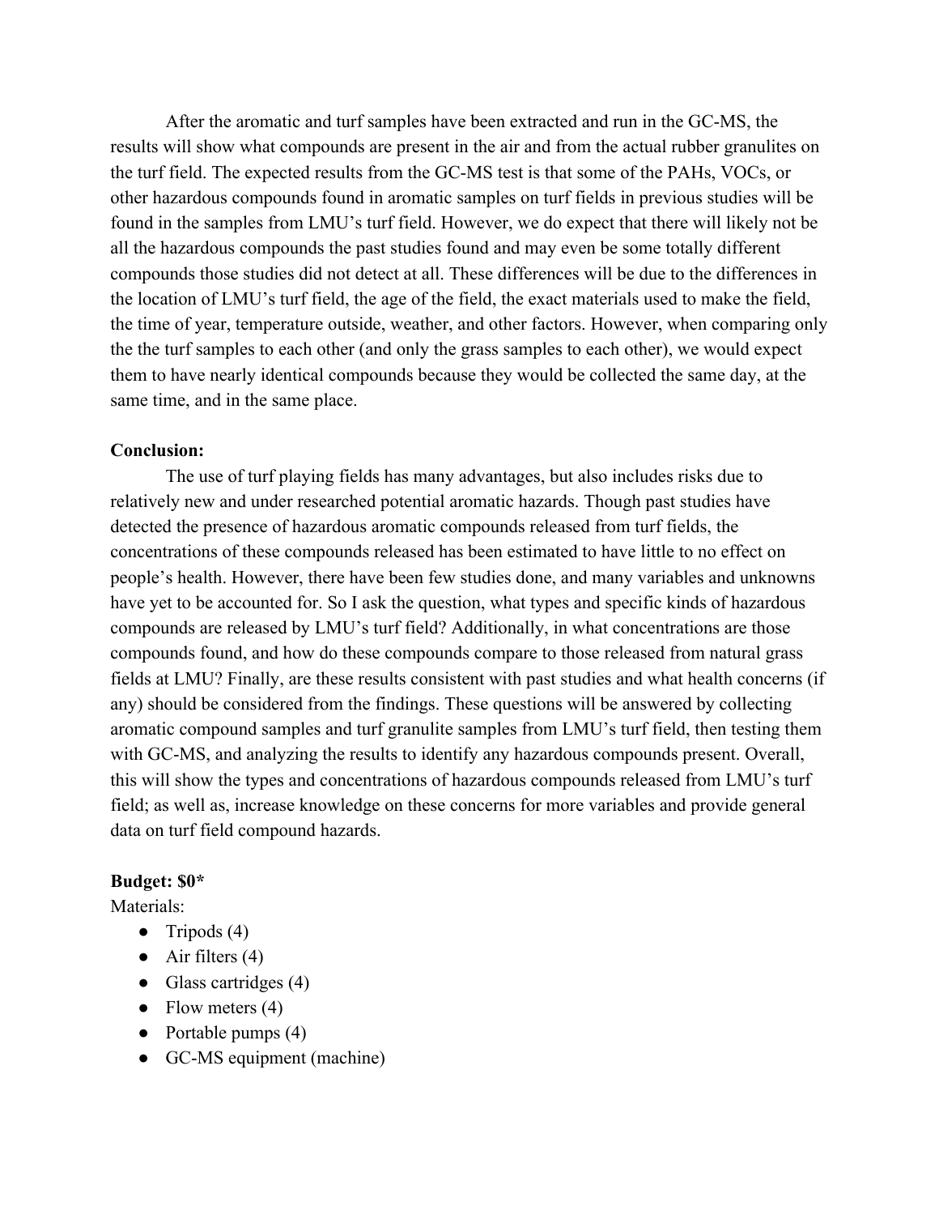After the aromatic and turf samples have been extracted and run in the GC-MS, the results will show what compounds are present in the air and from the actual rubber granulites on the turf field. The expected results from the GC-MS test is that some of the PAHs, VOCs, or other hazardous compounds found in aromatic samples on turf fields in previous studies will be found in the samples from LMU's turf field. However, we do expect that there will likely not be all the hazardous compounds the past studies found and may even be some totally different compounds those studies did not detect at all. These differences will be due to the differences in the location of LMU's turf field, the age of the field, the exact materials used to make the field, the time of year, temperature outside, weather, and other factors. However, when comparing only the the turf samples to each other (and only the grass samples to each other), we would expect them to have nearly identical compounds because they would be collected the same day, at the same time, and in the same place.

**Conclusion:**

The use of turf playing fields has many advantages, but also includes risks due to relatively new and under researched potential aromatic hazards. Though past studies have detected the presence of hazardous aromatic compounds released from turf fields, the concentrations of these compounds released has been estimated to have little to no effect on people's health. However, there have been few studies done, and many variables and unknowns have yet to be accounted for. So I ask the question, what types and specific kinds of hazardous compounds are released by LMU's turf field? Additionally, in what concentrations are those compounds found, and how do these compounds compare to those released from natural grass fields at LMU? Finally, are these results consistent with past studies and what health concerns (if any) should be considered from the findings. These questions will be answered by collecting aromatic compound samples and turf granulite samples from LMU's turf field, then testing them with GC-MS, and analyzing the results to identify any hazardous compounds present. Overall, this will show the types and concentrations of hazardous compounds released from LMU's turf field; as well as, increase knowledge on these concerns for more variables and provide general data on turf field compound hazards.

**Budget: $0***

Materials:

- Tripods (4)
- Air filters (4)
- Glass cartridges (4)
- Flow meters (4)
- Portable pumps (4)
- GC-MS equipment (machine)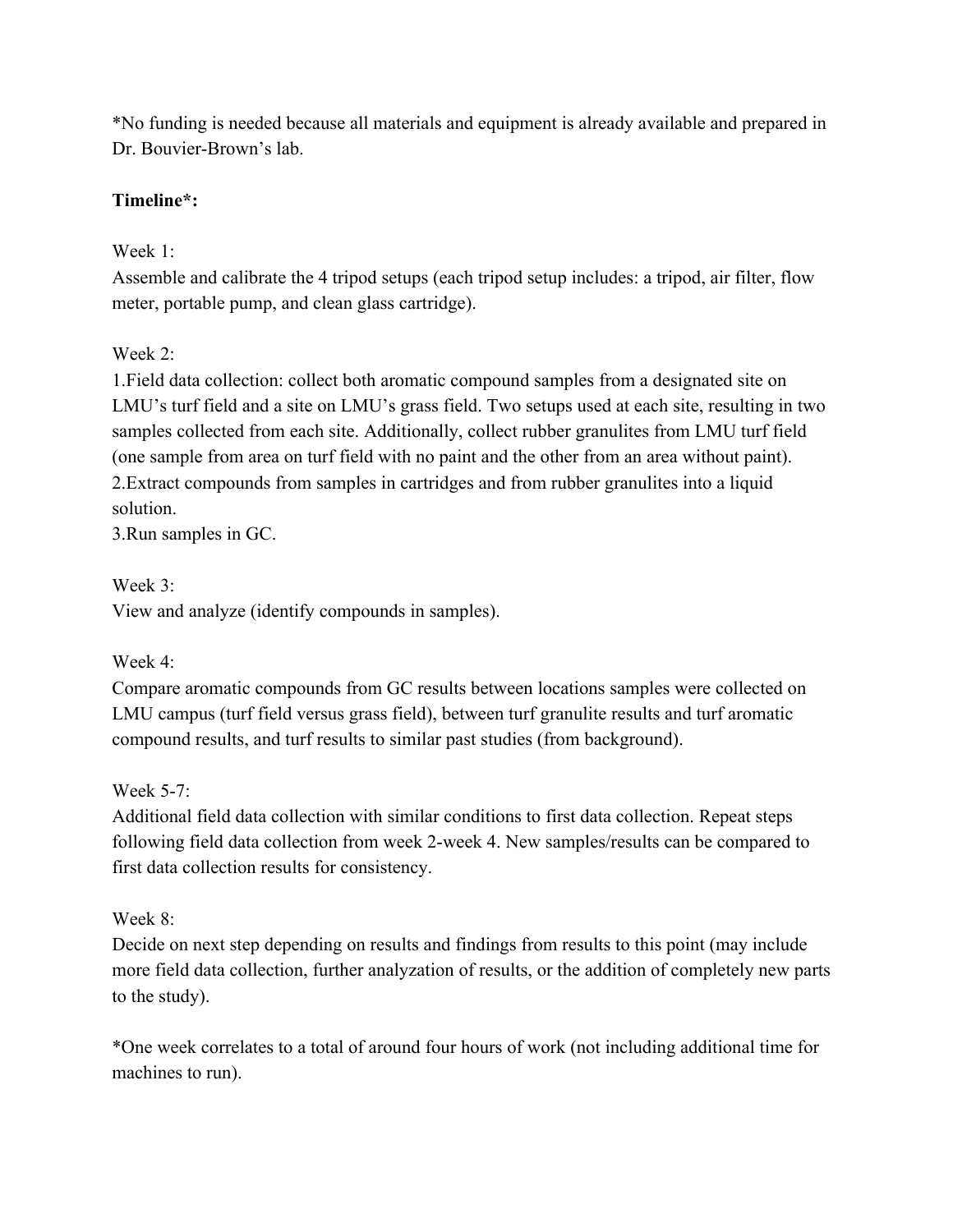*No funding is needed because all materials and equipment is already available and prepared in Dr. Bouvier-Brown's lab.

**Timeline*:**

Week 1:
Assemble and calibrate the 4 tripod setups (each tripod setup includes: a tripod, air filter, flow meter, portable pump, and clean glass cartridge).

Week 2:
1.Field data collection: collect both aromatic compound samples from a designated site on LMU's turf field and a site on LMU's grass field. Two setups used at each site, resulting in two samples collected from each site. Additionally, collect rubber granulites from LMU turf field (one sample from area on turf field with no paint and the other from an area without paint).
2.Extract compounds from samples in cartridges and from rubber granulites into a liquid solution.
3.Run samples in GC.

Week 3:
View and analyze (identify compounds in samples).

Week 4:
Compare aromatic compounds from GC results between locations samples were collected on LMU campus (turf field versus grass field), between turf granulite results and turf aromatic compound results, and turf results to similar past studies (from background).

Week 5-7:
Additional field data collection with similar conditions to first data collection. Repeat steps following field data collection from week 2-week 4. New samples/results can be compared to first data collection results for consistency.

Week 8:
Decide on next step depending on results and findings from results to this point (may include more field data collection, further analyzation of results, or the addition of completely new parts to the study).

*One week correlates to a total of around four hours of work (not including additional time for machines to run).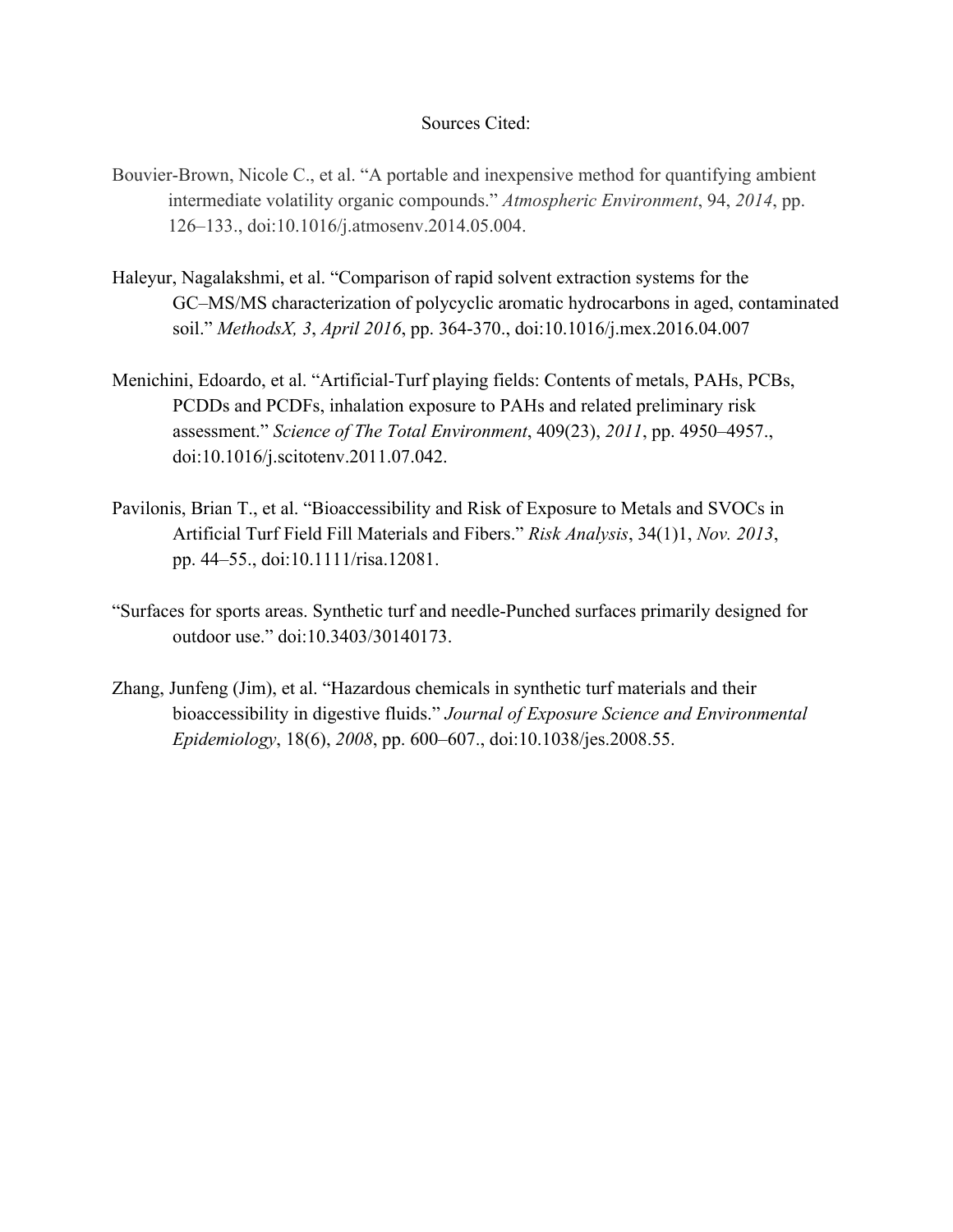Sources Cited:

Bouvier-Brown, Nicole C., et al. "A portable and inexpensive method for quantifying ambient intermediate volatility organic compounds." *Atmospheric Environment*, 94, *2014*, pp. 126–133., doi:10.1016/j.atmosenv.2014.05.004.

Haleyur, Nagalakshmi, et al. "Comparison of rapid solvent extraction systems for the GC–MS/MS characterization of polycyclic aromatic hydrocarbons in aged, contaminated soil." *MethodsX, 3*, *April 2016*, pp. 364-370., doi:10.1016/j.mex.2016.04.007

Menichini, Edoardo, et al. "Artificial-Turf playing fields: Contents of metals, PAHs, PCBs, PCDDs and PCDFs, inhalation exposure to PAHs and related preliminary risk assessment." *Science of The Total Environment*, 409(23), *2011*, pp. 4950–4957., doi:10.1016/j.scitotenv.2011.07.042.

Pavilonis, Brian T., et al. "Bioaccessibility and Risk of Exposure to Metals and SVOCs in Artificial Turf Field Fill Materials and Fibers." *Risk Analysis*, 34(1)1, *Nov. 2013*, pp. 44–55., doi:10.1111/risa.12081.

"Surfaces for sports areas. Synthetic turf and needle-Punched surfaces primarily designed for outdoor use." doi:10.3403/30140173.

Zhang, Junfeng (Jim), et al. "Hazardous chemicals in synthetic turf materials and their bioaccessibility in digestive fluids." *Journal of Exposure Science and Environmental Epidemiology*, 18(6), *2008*, pp. 600–607., doi:10.1038/jes.2008.55.